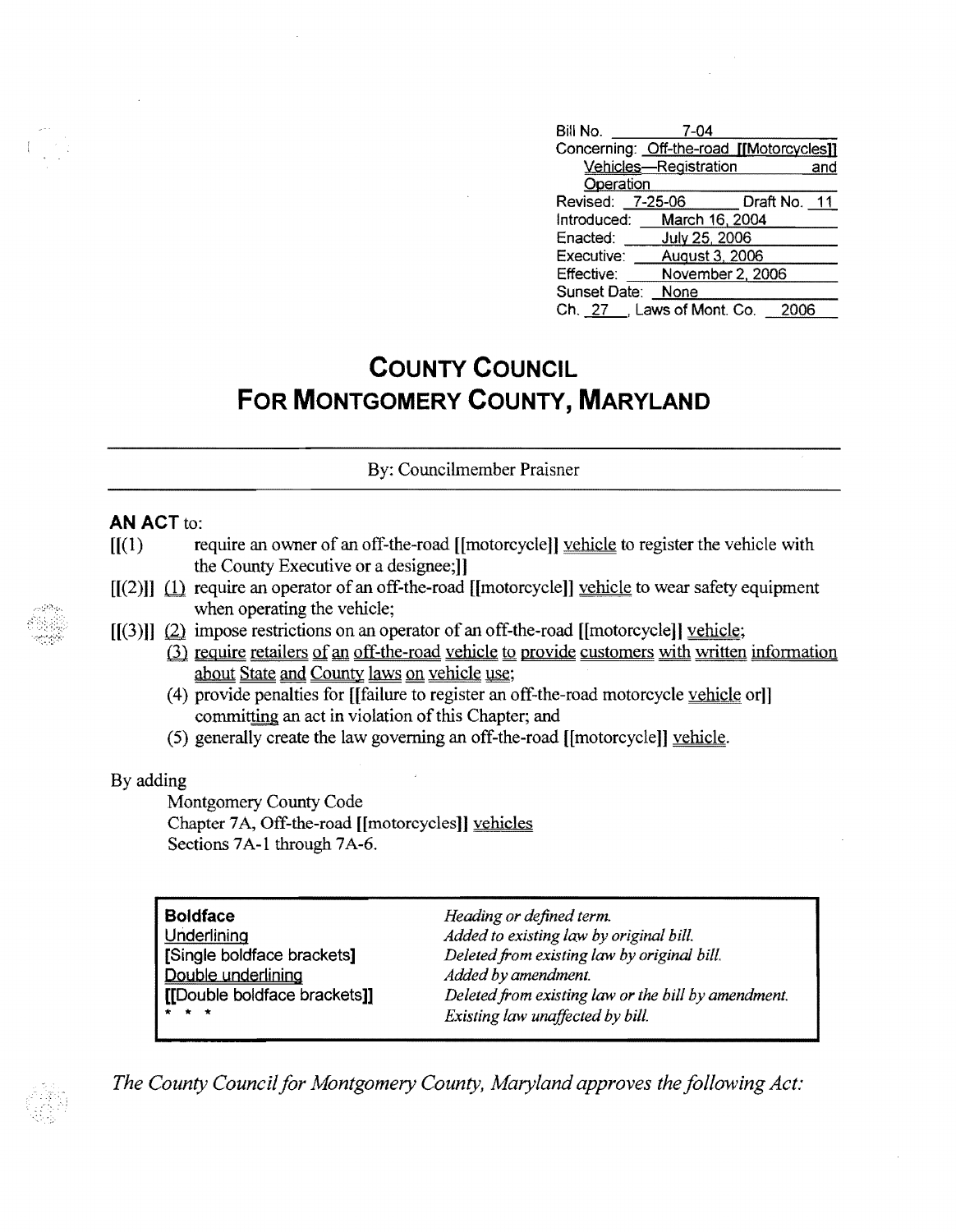| | |
|---|---|
| Bill No. | 7-04 |
| Concerning: | Off-the-road [[Motorcycles]] Vehicles—Registration and Operation |
| Revised: 7-25-06 | Draft No. 11 |
| Introduced: | March 16, 2004 |
| Enacted: | July 25, 2006 |
| Executive: | August 3, 2006 |
| Effective: | November 2, 2006 |
| Sunset Date: | None |
| Ch. 27, Laws of Mont. Co. | 2006 |

# COUNTY COUNCIL FOR MONTGOMERY COUNTY, MARYLAND

By: Councilmember Praisner

**AN ACT** to:

[[(1) require an owner of an off-the-road [[motorcycle]] vehicle to register the vehicle with the County Executive or a designee;]]

[[(2)]] (1) require an operator of an off-the-road [[motorcycle]] vehicle to wear safety equipment when operating the vehicle;

[[(3)]] (2) impose restrictions on an operator of an off-the-road [[motorcycle]] vehicle;

(3) require retailers of an off-the-road vehicle to provide customers with written information about State and County laws on vehicle use;

(4) provide penalties for [[failure to register an off-the-road motorcycle vehicle or]] committing an act in violation of this Chapter; and

(5) generally create the law governing an off-the-road [[motorcycle]] vehicle.

By adding

Montgomery County Code
Chapter 7A, Off-the-road [[motorcycles]] vehicles
Sections 7A-1 through 7A-6.

| | |
|---|---|
| **Boldface** | *Heading or defined term.* |
| Underlining | *Added to existing law by original bill.* |
| **[Single boldface brackets]** | *Deleted from existing law by original bill.* |
| Double underlining | *Added by amendment.* |
| **[[Double boldface brackets]]** | *Deleted from existing law or the bill by amendment.* |
| * * * | *Existing law unaffected by bill.* |

*The County Council for Montgomery County, Maryland approves the following Act:*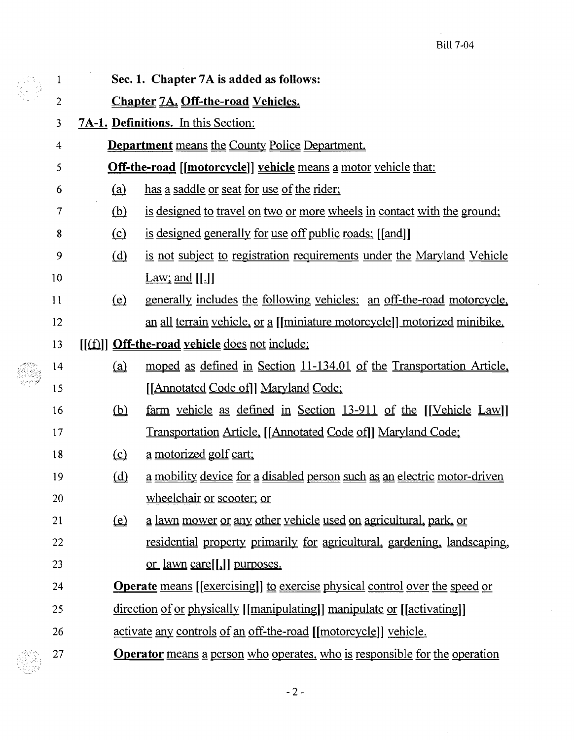**Sec. 1. Chapter 7A is added as follows:**

**Chapter 7A. Off-the-road Vehicles.**

**7A-1. Definitions.** In this Section:

**Department** means the County Police Department.

**Off-the-road [[motorcycle]] vehicle** means a motor vehicle that:

(a) has a saddle or seat for use of the rider;

(b) is designed to travel on two or more wheels in contact with the ground;

(c) is designed generally for use off public roads; [[and]]

(d) is not subject to registration requirements under the Maryland Vehicle Law; and [[.]]

(e) generally includes the following vehicles: an off-the-road motorcycle, an all terrain vehicle, or a [[miniature motorcycle]] motorized minibike.

[[(f)]] **Off-the-road vehicle** does not include:

(a) moped as defined in Section 11-134.01 of the Transportation Article, [[Annotated Code of]] Maryland Code;

(b) farm vehicle as defined in Section 13-911 of the [[Vehicle Law]] Transportation Article, [[Annotated Code of]] Maryland Code;

(c) a motorized golf cart;

(d) a mobility device for a disabled person such as an electric motor-driven wheelchair or scooter; or

(e) a lawn mower or any other vehicle used on agricultural, park, or residential property primarily for agricultural, gardening, landscaping, or lawn care[[,]] purposes.

**Operate** means [[exercising]] to exercise physical control over the speed or direction of or physically [[manipulating]] manipulate or [[activating]] activate any controls of an off-the-road [[motorcycle]] vehicle.

**Operator** means a person who operates, who is responsible for the operation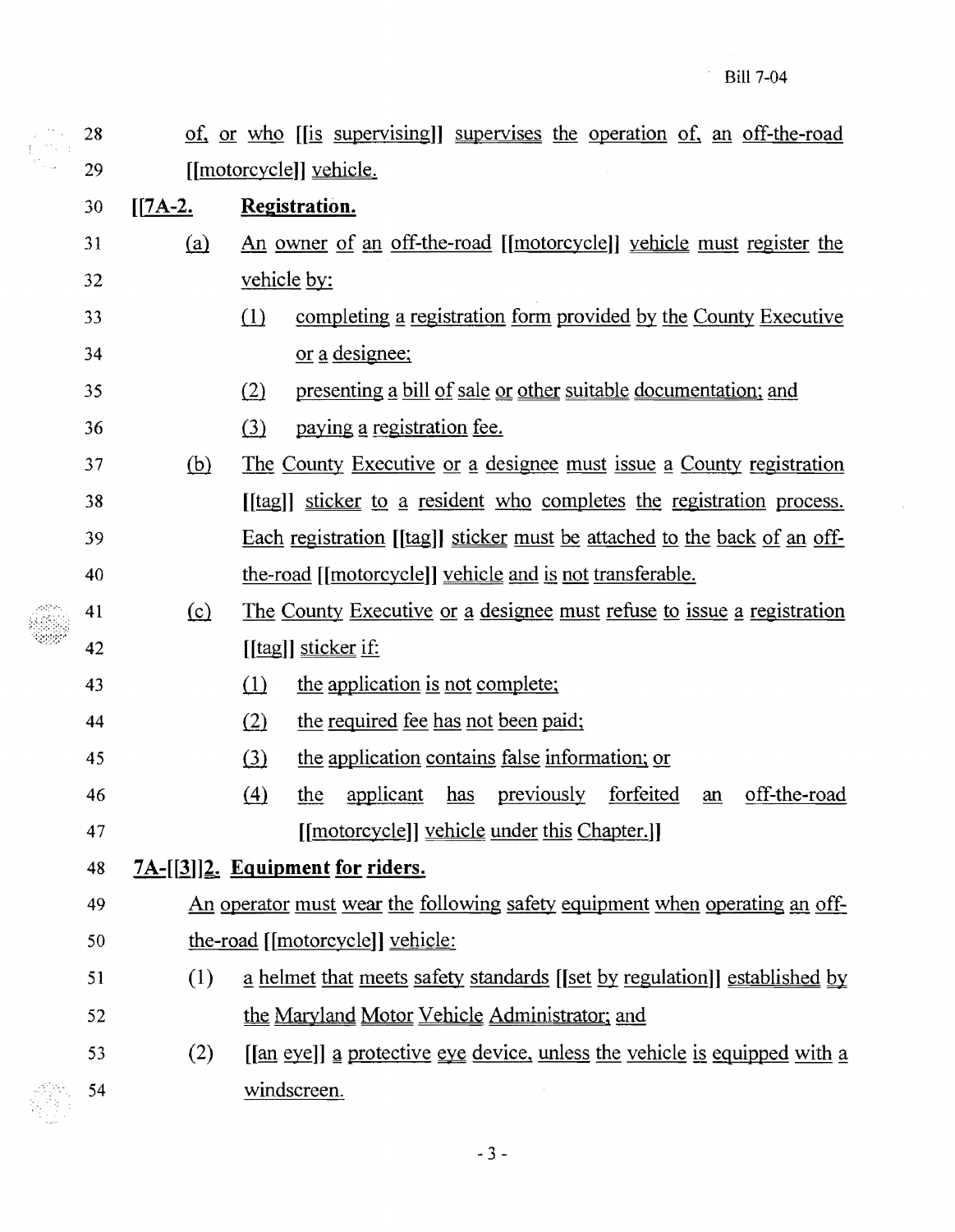of, or who [[is supervising]] supervises the operation of, an off-the-road [[motorcycle]] vehicle.

**[[7A-2. Registration.**

(a) An owner of an off-the-road [[motorcycle]] vehicle must register the vehicle by:

(1) completing a registration form provided by the County Executive or a designee;

(2) presenting a bill of sale or other suitable documentation; and

(3) paying a registration fee.

(b) The County Executive or a designee must issue a County registration [[tag]] sticker to a resident who completes the registration process. Each registration [[tag]] sticker must be attached to the back of an off-the-road [[motorcycle]] vehicle and is not transferable.

(c) The County Executive or a designee must refuse to issue a registration [[tag]] sticker if:

(1) the application is not complete;

(2) the required fee has not been paid;

(3) the application contains false information; or

(4) the applicant has previously forfeited an off-the-road [[motorcycle]] vehicle under this Chapter.]]

**7A-[[3]]2. Equipment for riders.**

An operator must wear the following safety equipment when operating an off-the-road [[motorcycle]] vehicle:

(1) a helmet that meets safety standards [[set by regulation]] established by the Maryland Motor Vehicle Administrator; and

(2) [[an eye]] a protective eye device, unless the vehicle is equipped with a windscreen.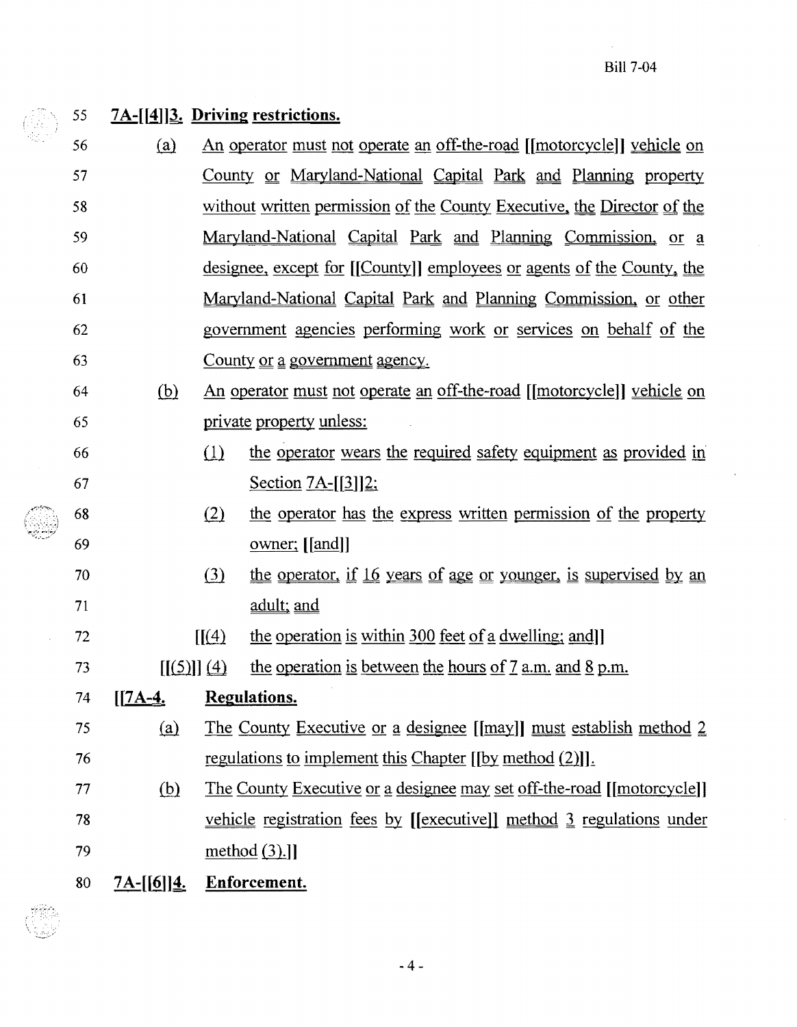55 **7A-[[4]]3. Driving restrictions.**

56 (a) An operator must not operate an off-the-road [[motorcycle]] vehicle on
57 County or Maryland-National Capital Park and Planning property
58 without written permission of the County Executive, the Director of the
59 Maryland-National Capital Park and Planning Commission, or a
60 designee, except for [[County]] employees or agents of the County, the
61 Maryland-National Capital Park and Planning Commission, or other
62 government agencies performing work or services on behalf of the
63 County or a government agency.

64 (b) An operator must not operate an off-the-road [[motorcycle]] vehicle on
65 private property unless:

66 (1) the operator wears the required safety equipment as provided in
67 Section 7A-[[3]]2;

68 (2) the operator has the express written permission of the property
69 owner; [[and]]

70 (3) the operator, if 16 years of age or younger, is supervised by an
71 adult; and

72 [[(4) the operation is within 300 feet of a dwelling; and]]

73 [[(5)]] (4) the operation is between the hours of 7 a.m. and 8 p.m.

74 **[[7A-4. Regulations.**

75 (a) The County Executive or a designee [[may]] must establish method 2
76 regulations to implement this Chapter [[by method (2)]].

77 (b) The County Executive or a designee may set off-the-road [[motorcycle]]
78 vehicle registration fees by [[executive]] method 3 regulations under
79 method (3).]]

80 **7A-[[6]]4. Enforcement.**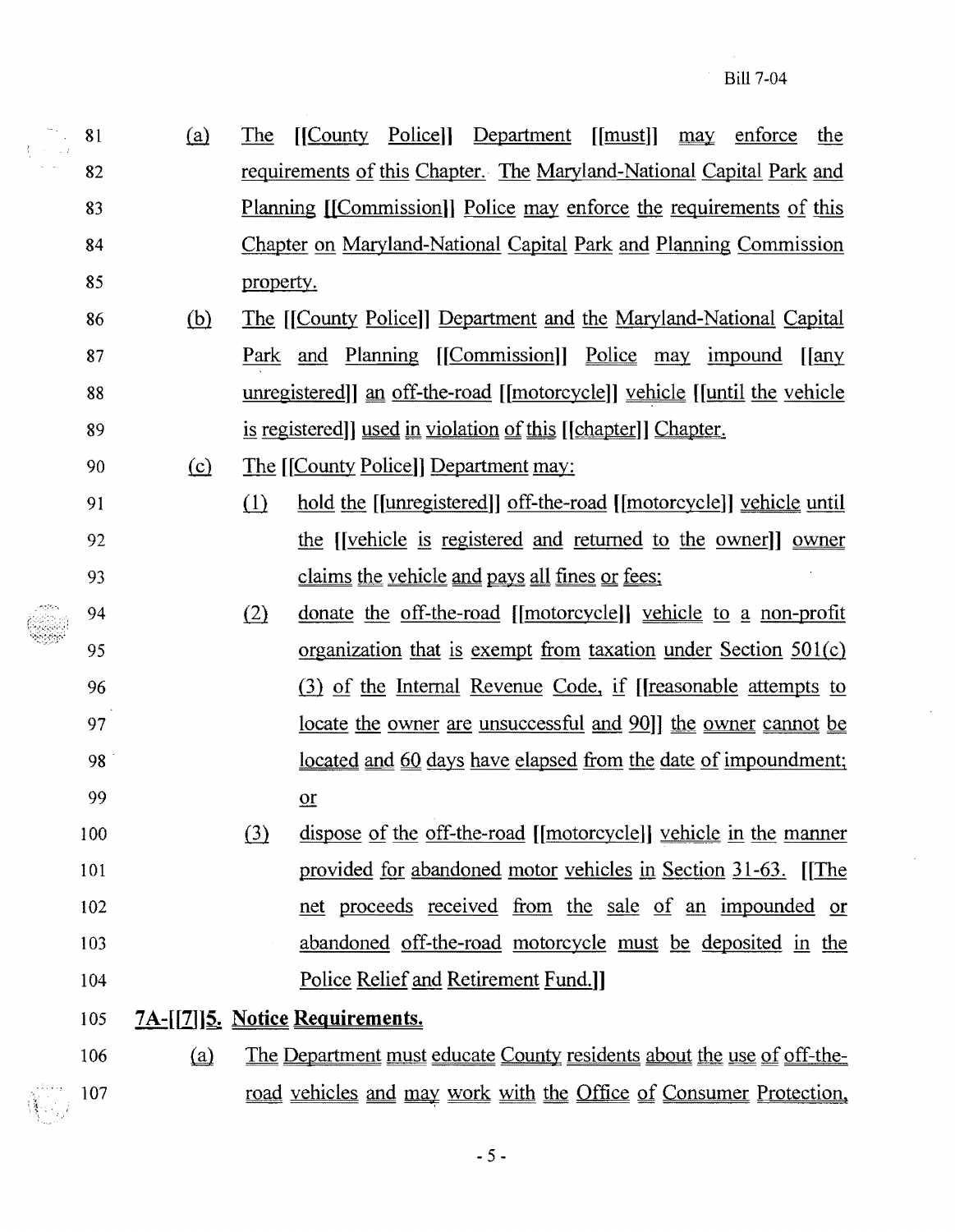81 (a) The [[County Police]] Department [[must]] may enforce the
82 requirements of this Chapter. The Maryland-National Capital Park and
83 Planning [[Commission]] Police may enforce the requirements of this
84 Chapter on Maryland-National Capital Park and Planning Commission
85 property.

86 (b) The [[County Police]] Department and the Maryland-National Capital
87 Park and Planning [[Commission]] Police may impound [[any
88 unregistered]] an off-the-road [[motorcycle]] vehicle [[until the vehicle
89 is registered]] used in violation of this [[chapter]] Chapter.

90 (c) The [[County Police]] Department may:

91 (1) hold the [[unregistered]] off-the-road [[motorcycle]] vehicle until
92 the [[vehicle is registered and returned to the owner]] owner
93 claims the vehicle and pays all fines or fees;

94 (2) donate the off-the-road [[motorcycle]] vehicle to a non-profit
95 organization that is exempt from taxation under Section 501(c)
96 (3) of the Internal Revenue Code, if [[reasonable attempts to
97 locate the owner are unsuccessful and 90]] the owner cannot be
98 located and 60 days have elapsed from the date of impoundment;
99 or

100 (3) dispose of the off-the-road [[motorcycle]] vehicle in the manner
101 provided for abandoned motor vehicles in Section 31-63. [[The
102 net proceeds received from the sale of an impounded or
103 abandoned off-the-road motorcycle must be deposited in the
104 Police Relief and Retirement Fund.]]

105 **7A-[[7]]5. Notice Requirements.**

106 (a) The Department must educate County residents about the use of off-the-
107 road vehicles and may work with the Office of Consumer Protection,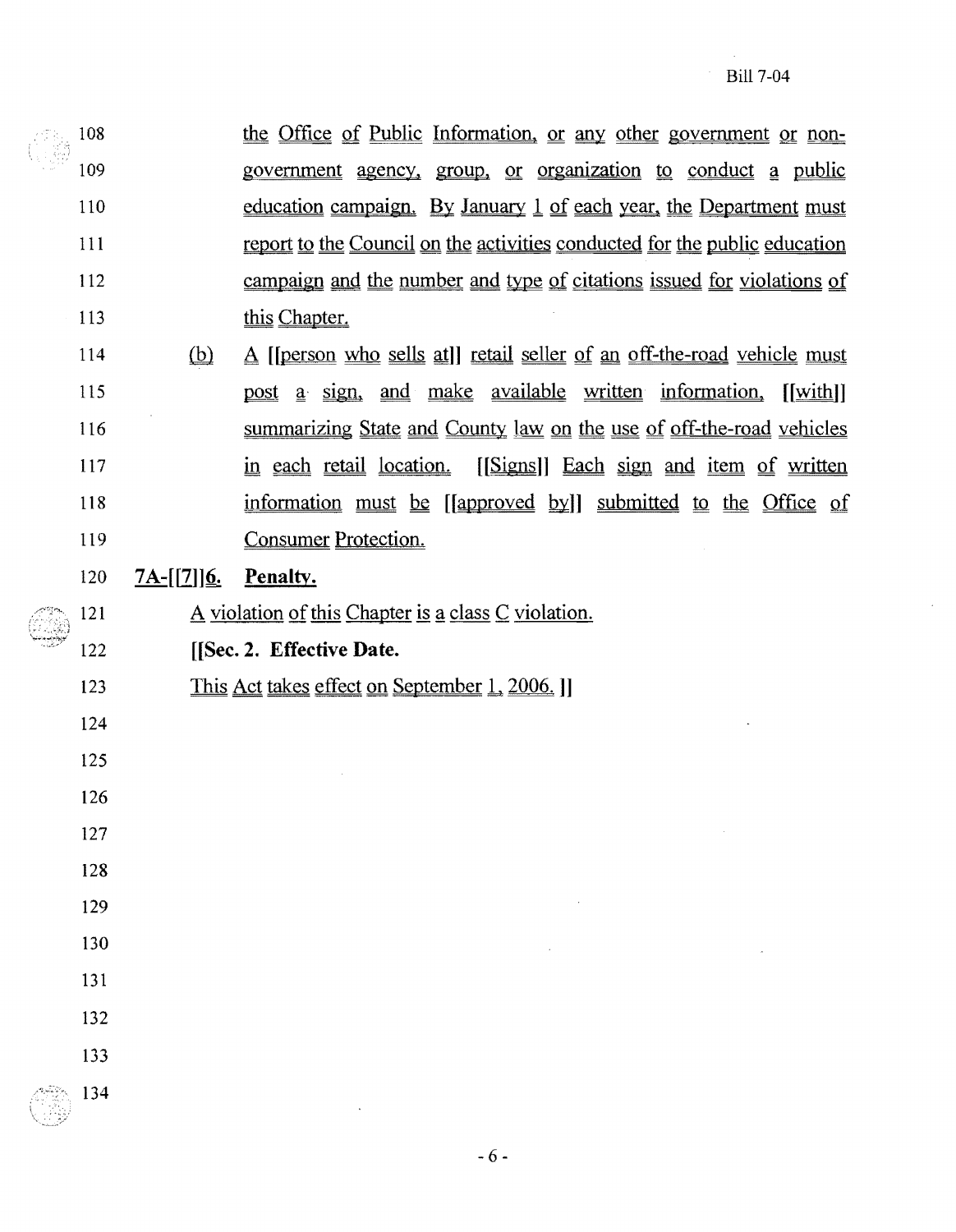the Office of Public Information, or any other government or non-government agency, group, or organization to conduct a public education campaign. By January 1 of each year, the Department must report to the Council on the activities conducted for the public education campaign and the number and type of citations issued for violations of this Chapter.

(b) A [[person who sells at]] retail seller of an off-the-road vehicle must post a sign, and make available written information, [[with]] summarizing State and County law on the use of off-the-road vehicles in each retail location. [[Signs]] Each sign and item of written information must be [[approved by]] submitted to the Office of Consumer Protection.

**7A-[[7]]6. Penalty.**

A violation of this Chapter is a class C violation.

**[[Sec. 2. Effective Date.**

This Act takes effect on September 1, 2006. ]]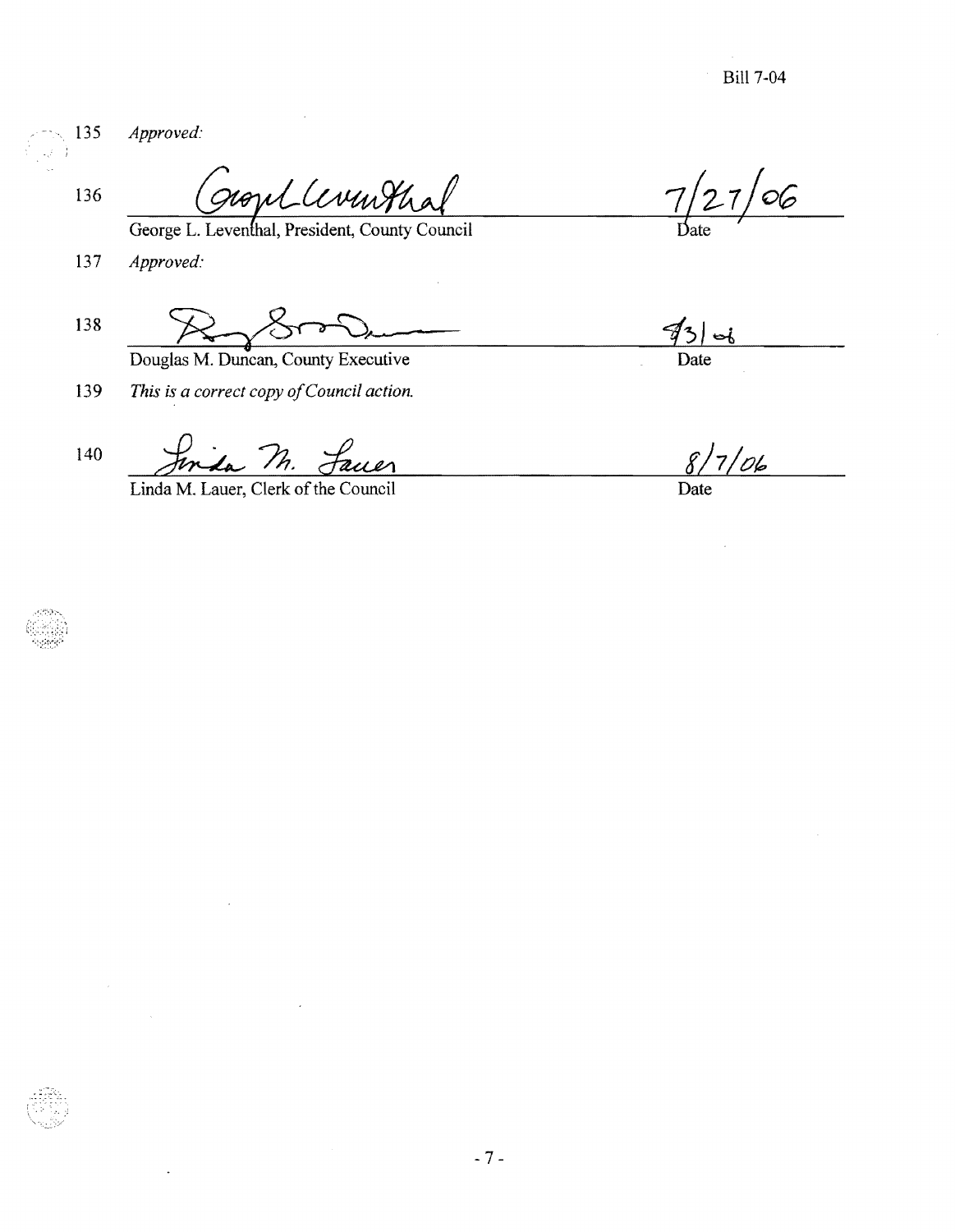135 *Approved:*

136 George L. Leventhal, President, County Council — 7/27/06 Date

137 *Approved:*

138 Douglas M. Duncan, County Executive — 8/3/06 Date

139 *This is a correct copy of Council action.*

140 Linda M. Lauer, Clerk of the Council — 8/7/06 Date